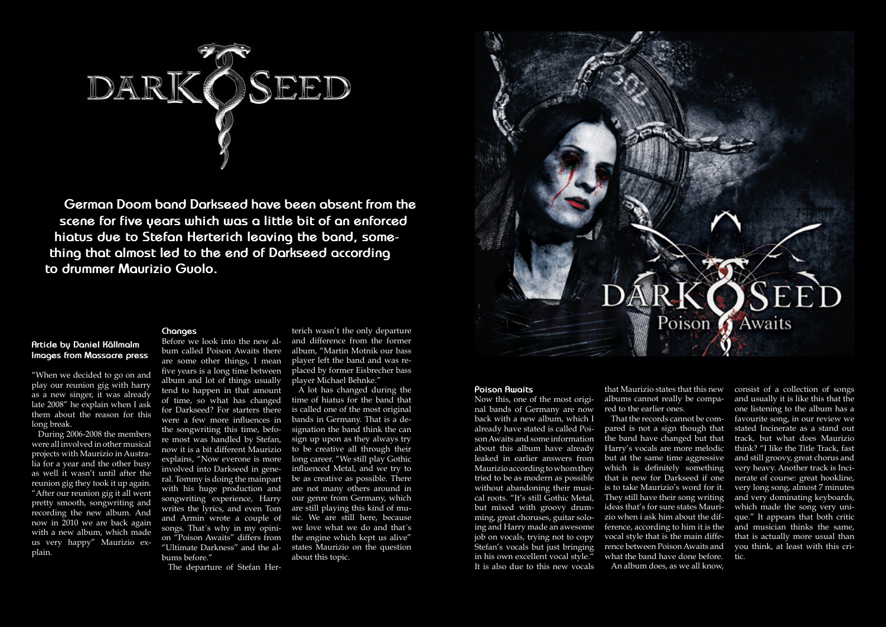# DARKSEED

**German Doom band Darkseed have been absent from the scene for five years which was a little bit of an enforced hiatus due to Stefan Herterich leaving the band, something that almost led to the end of Darkseed according to drummer Maurizio Guolo.**

**Article by Daniel Källmalm**
**Images from Massacre press**

"When we decided to go on and play our reunion gig with harry as a new singer, it was already late 2008" he explain when I ask them about the reason for this long break.

During 2006-2008 the members were all involved in other musical projects with Maurizio in Australia for a year and the other busy as well it wasn't until after the reunion gig they took it up again. "After our reunion gig it all went pretty smooth, songwriting and recording the new album. And now in 2010 we are back again with a new album, which made us very happy" Maurizio explain.

### Changes

Before we look into the new album called Poison Awaits there are some other things, I mean five years is a long time between album and lot of things usually tend to happen in that amount of time, so what has changed for Darkseed? For starters there were a few more influences in the songwriting this time, before most was handled by Stefan, now it is a bit different Maurizio explains, "Now everone is more involved into Darkseed in general. Tommy is doing the mainpart with his huge production and songwriting experience, Harry writes the lyrics, and even Tom and Armin wrote a couple of songs. That´s why in my opinion "Poison Awaits" differs from "Ultimate Darkness" and the albums before."

The departure of Stefan Herterich wasn't the only departure and difference from the former album, "Martin Motnik our bass player left the band and was replaced by former Eisbrecher bass player Michael Behnke."

A lot has changed during the time of hiatus for the band that is called one of the most original bands in Germany. That is a designation the band think the can sign up upon as they always try to be creative all through their long career. "We still play Gothic influenced Metal, and we try to be as creative as possible. There are not many others around in our genre from Germany, which are still playing this kind of music. We are still here, because we love what we do and that´s the engine which kept us alive" states Maurizio on the question about this topic.

### Poison Awaits

Now this, one of the most original bands of Germany are now back with a new album, which I already have stated is called Poison Awaits and some information about this album have already leaked in earlier answers from Maurizio according to whom they tried to be as modern as possible without abandoning their musical roots. "It's still Gothic Metal, but mixed with groovy drumming, great choruses, guitar soloing and Harry made an awesome job on vocals, trying not to copy Stefan's vocals but just bringing in his own excellent vocal style." It is also due to this new vocals that Maurizio states that this new albums cannot really be compared to the earlier ones.

That the records cannot be compared is not a sign though that the band have changed but that Harry's vocals are more melodic but at the same time aggressive which is definitely something that is new for Darkseed if one is to take Maurizio's word for it. They still have their song writing ideas that's for sure states Maurizio when i ask him about the difference, according to him it is the vocal style that is the main difference between Poison Awaits and what the band have done before.

An album does, as we all know, consist of a collection of songs and usually it is like this that the one listening to the album has a favourite song, in our review we stated Incinerate as a stand out track, but what does Maurizio think? "I like the Title Track, fast and still groovy, great chorus and very heavy. Another track is Incinerate of course: great hookline, very long song, almost 7 minutes and very dominating keyboards, which made the song very unique." It appears that both critic and musician thinks the same, that is actually more usual than you think, at least with this critic.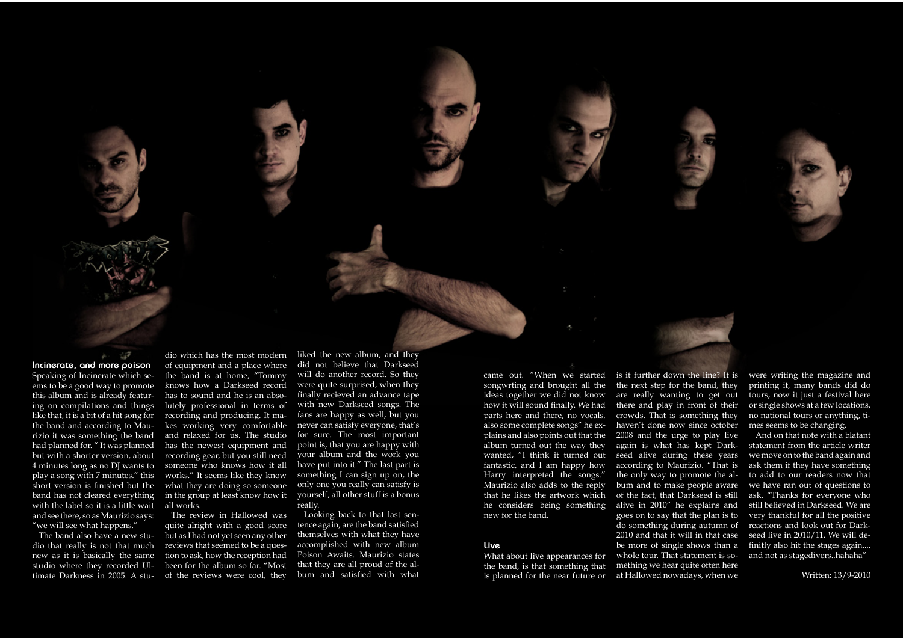### Incinerate, and more poison

Speaking of Incinerate which seems to be a good way to promote this album and is already featuring on compilations and things like that, it is a bit of a hit song for the band and according to Maurizio it was something the band had planned for. " It was planned but with a shorter version, about 4 minutes long as no DJ wants to play a song with 7 minutes." this short version is finished but the band has not cleared everything with the label so it is a little wait and see there, so as Maurizio says: "we will see what happens."

The band also have a new studio that really is not that much new as it is basically the same studio where they recorded Ultimate Darkness in 2005. A studio which has the most modern of equipment and a place where the band is at home, "Tommy knows how a Darkseed record has to sound and he is an absolutely professional in terms of recording and producing. It makes working very comfortable and relaxed for us. The studio has the newest equipment and recording gear, but you still need someone who knows how it all works." It seems like they know what they are doing so someone in the group at least know how it all works.

The review in Hallowed was quite alright with a good score but as I had not yet seen any other reviews that seemed to be a question to ask, how the reception had been for the album so far. "Most of the reviews were cool, they liked the new album, and they did not believe that Darkseed will do another record. So they were quite surprised, when they finally recieved an advance tape with new Darkseed songs. The fans are happy as well, but you never can satisfy everyone, that's for sure. The most important point is, that you are happy with your album and the work you have put into it." The last part is something I can sign up on, the only one you really can satisfy is yourself, all other stuff is a bonus really.

Looking back to that last sentence again, are the band satisfied themselves with what they have accomplished with new album Poison Awaits. Maurizio states that they are all proud of the album and satisfied with what came out. "When we started songwrting and brought all the ideas together we did not know how it will sound finally. We had parts here and there, no vocals, also some complete songs" he explains and also points out that the album turned out the way they wanted, "I think it turned out fantastic, and I am happy how Harry interpreted the songs." Maurizio also adds to the reply that he likes the artwork which he considers being something new for the band.

### Live

What about live appearances for the band, is that something that is planned for the near future or is it further down the line? It is the next step for the band, they are really wanting to get out there and play in front of their crowds. That is something they haven't done now since october 2008 and the urge to play live again is what has kept Darkseed alive during these years according to Maurizio. "That is the only way to promote the album and to make people aware of the fact, that Darkseed is still alive in 2010" he explains and goes on to say that the plan is to do something during autumn of 2010 and that it will in that case be more of single shows than a whole tour. That statement is something we hear quite often here at Hallowed nowadays, when we were writing the magazine and printing it, many bands did do tours, now it just a festival here or single shows at a few locations, no national tours or anything, times seems to be changing.

And on that note with a blatant statement from the article writer we move on to the band again and ask them if they have something to add to our readers now that we have ran out of questions to ask. "Thanks for everyone who still believed in Darkseed. We are very thankful for all the positive reactions and look out for Darkseed live in 2010/11. We will definitly also hit the stages again.... and not as stagedivers..hahaha"

Written: 13/9-2010